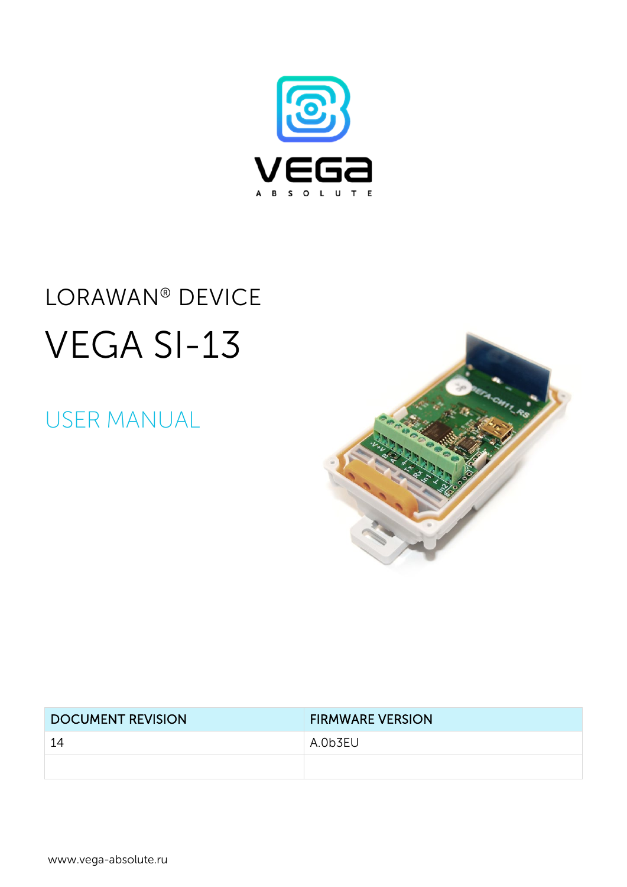VEGA

A B S O L U T E

LORAWAN® DEVICE

# VEGA SI-13

## USER MANUAL

| DOCUMENT REVISION | FIRMWARE VERSION |
| --- | --- |
| 14 | A.0b3EU |
| | |

www.vega-absolute.ru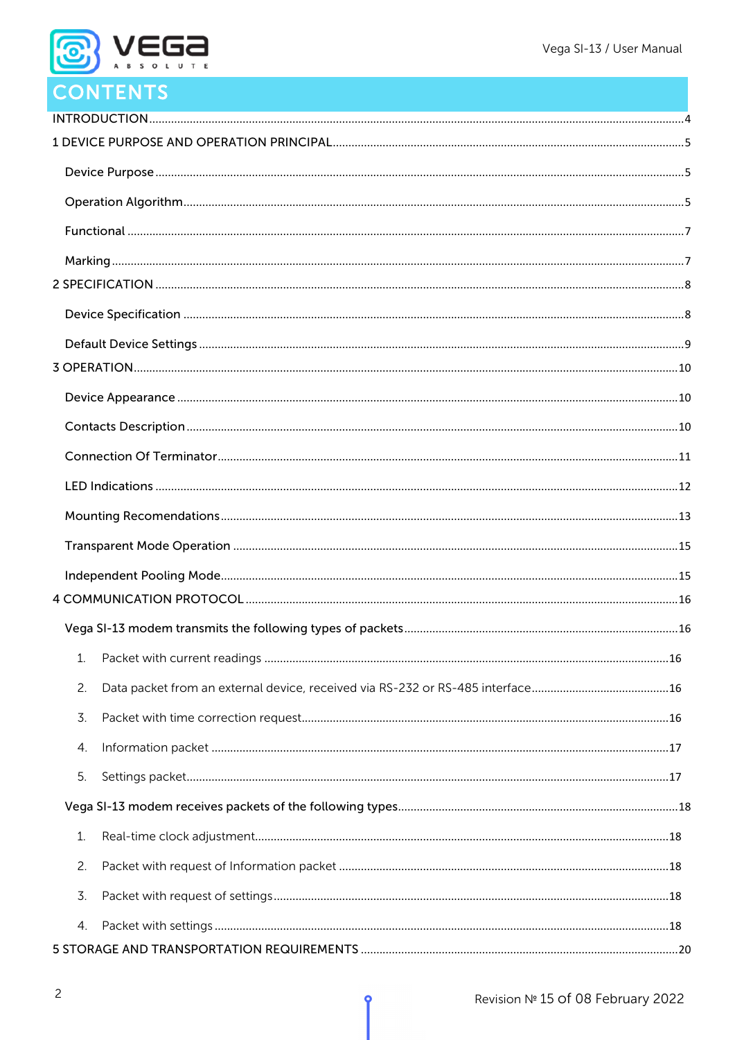# CONTENTS

INTRODUCTION ........................................................................ 4

1 DEVICE PURPOSE AND OPERATION PRINCIPAL ........................................................................ 5

- Device Purpose ........................................................................ 5
- Operation Algorithm ........................................................................ 5
- Functional ........................................................................ 7
- Marking ........................................................................ 7

2 SPECIFICATION ........................................................................ 8

- Device Specification ........................................................................ 8
- Default Device Settings ........................................................................ 9

3 OPERATION ........................................................................ 10

- Device Appearance ........................................................................ 10
- Contacts Description ........................................................................ 10
- Connection Of Terminator ........................................................................ 11
- LED Indications ........................................................................ 12
- Mounting Recomendations ........................................................................ 13
- Transparent Mode Operation ........................................................................ 15
- Independent Pooling Mode ........................................................................ 15

4 COMMUNICATION PROTOCOL ........................................................................ 16

- Vega SI-13 modem transmits the following types of packets ........................................................................ 16
  1. Packet with current readings ........................................................................ 16
  2. Data packet from an external device, received via RS-232 or RS-485 interface ........................................................................ 16
  3. Packet with time correction request ........................................................................ 16
  4. Information packet ........................................................................ 17
  5. Settings packet ........................................................................ 17
- Vega SI-13 modem receives packets of the following types ........................................................................ 18
  1. Real-time clock adjustment ........................................................................ 18
  2. Packet with request of Information packet ........................................................................ 18
  3. Packet with request of settings ........................................................................ 18
  4. Packet with settings ........................................................................ 18

5 STORAGE AND TRANSPORTATION REQUIREMENTS ........................................................................ 20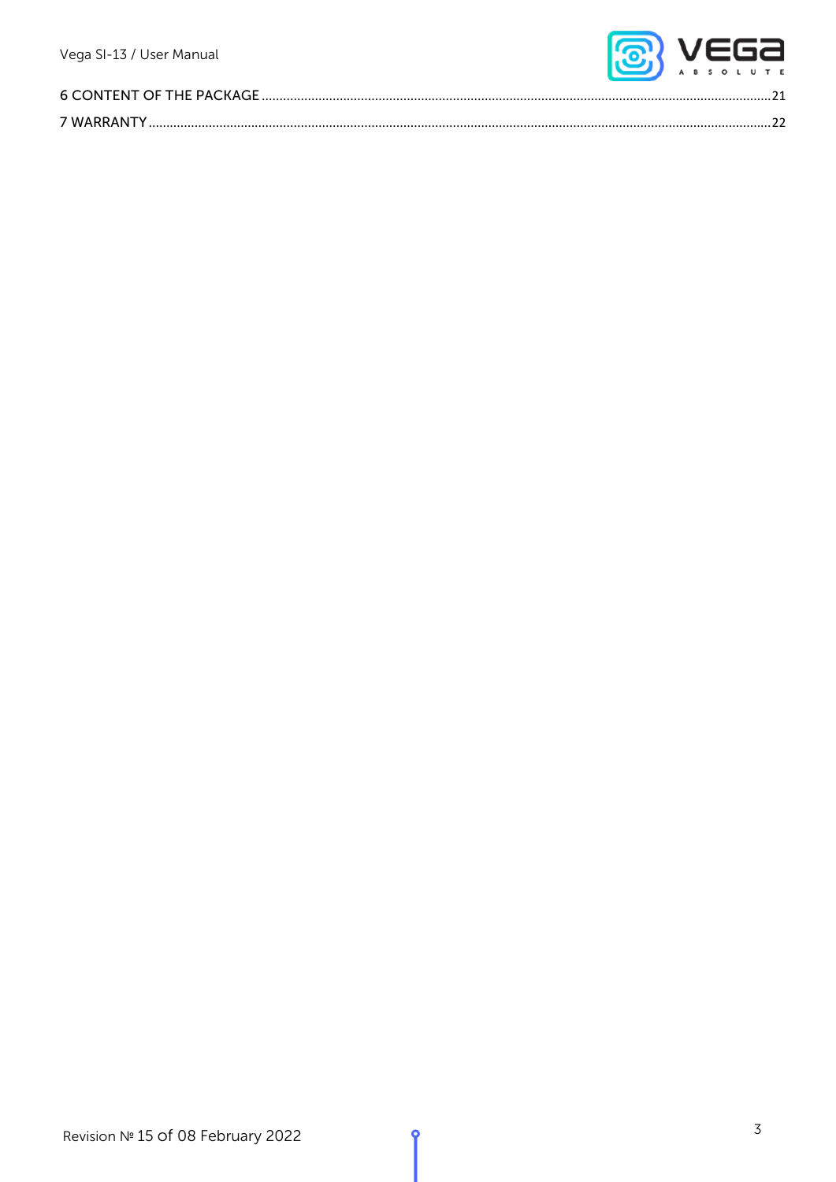6 CONTENT OF THE PACKAGE ........................................................................................................................................21

7 WARRANTY ...........................................................................................................................................................22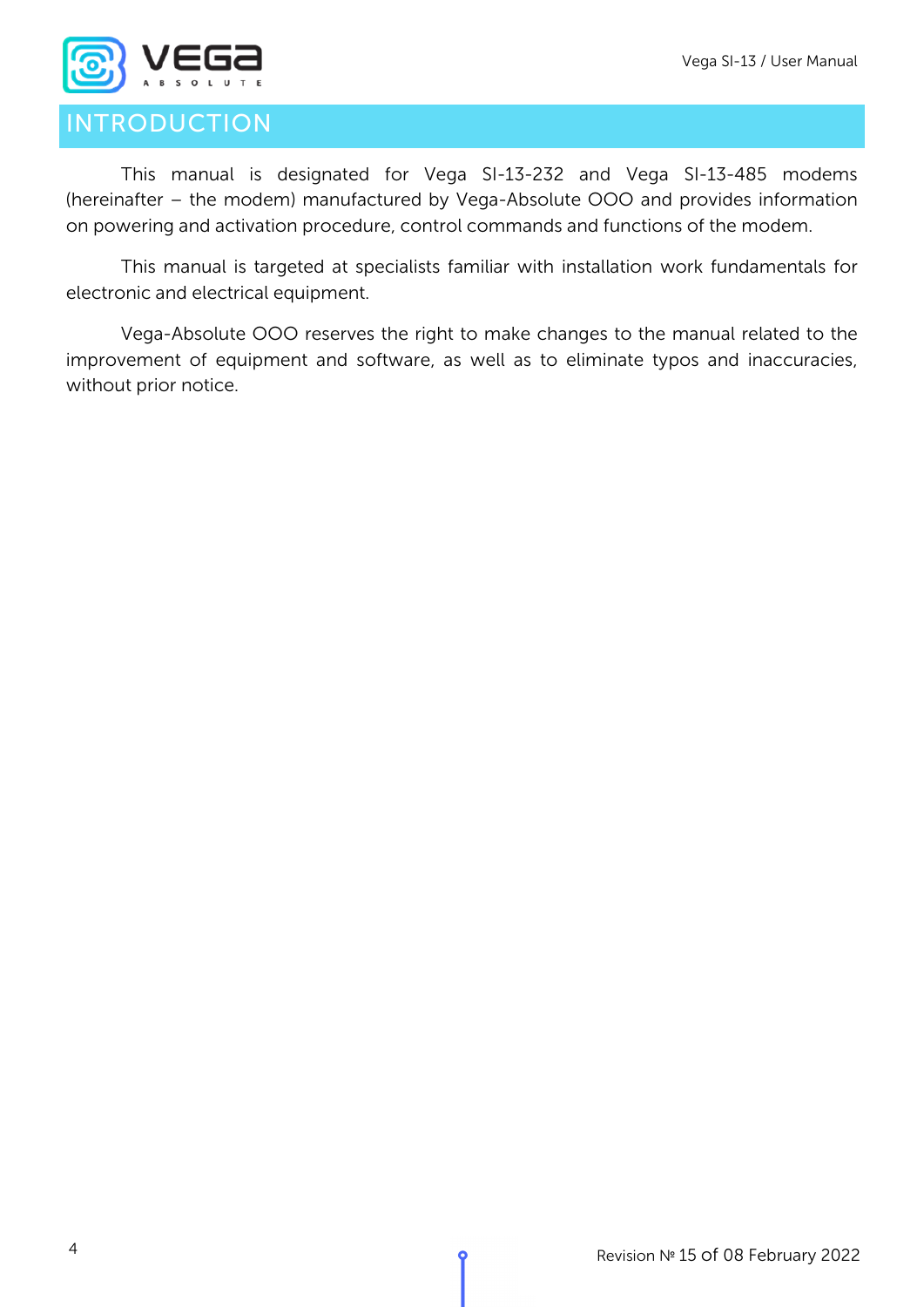# INTRODUCTION

This manual is designated for Vega SI-13-232 and Vega SI-13-485 modems (hereinafter – the modem) manufactured by Vega-Absolute OOO and provides information on powering and activation procedure, control commands and functions of the modem.

This manual is targeted at specialists familiar with installation work fundamentals for electronic and electrical equipment.

Vega-Absolute OOO reserves the right to make changes to the manual related to the improvement of equipment and software, as well as to eliminate typos and inaccuracies, without prior notice.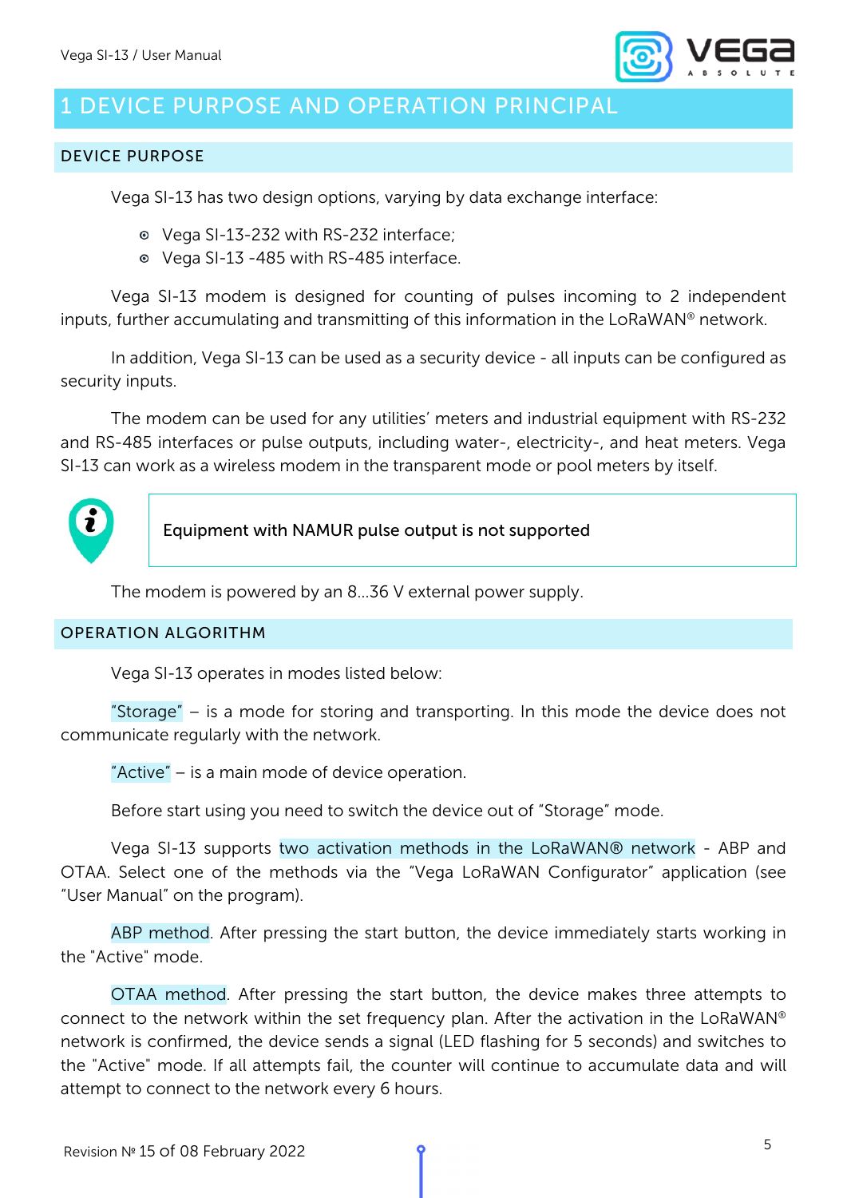# 1 DEVICE PURPOSE AND OPERATION PRINCIPAL

## DEVICE PURPOSE

Vega SI-13 has two design options, varying by data exchange interface:

- Vega SI-13-232 with RS-232 interface;
- Vega SI-13 -485 with RS-485 interface.

Vega SI-13 modem is designed for counting of pulses incoming to 2 independent inputs, further accumulating and transmitting of this information in the LoRaWAN® network.

In addition, Vega SI-13 can be used as a security device - all inputs can be configured as security inputs.

The modem can be used for any utilities' meters and industrial equipment with RS-232 and RS-485 interfaces or pulse outputs, including water-, electricity-, and heat meters. Vega SI-13 can work as a wireless modem in the transparent mode or pool meters by itself.

> Equipment with NAMUR pulse output is not supported

The modem is powered by an 8...36 V external power supply.

## OPERATION ALGORITHM

Vega SI-13 operates in modes listed below:

"Storage" – is a mode for storing and transporting. In this mode the device does not communicate regularly with the network.

"Active" – is a main mode of device operation.

Before start using you need to switch the device out of "Storage" mode.

Vega SI-13 supports two activation methods in the LoRaWAN® network - ABP and OTAA. Select one of the methods via the "Vega LoRaWAN Configurator" application (see "User Manual" on the program).

ABP method. After pressing the start button, the device immediately starts working in the "Active" mode.

OTAA method. After pressing the start button, the device makes three attempts to connect to the network within the set frequency plan. After the activation in the LoRaWAN® network is confirmed, the device sends a signal (LED flashing for 5 seconds) and switches to the "Active" mode. If all attempts fail, the counter will continue to accumulate data and will attempt to connect to the network every 6 hours.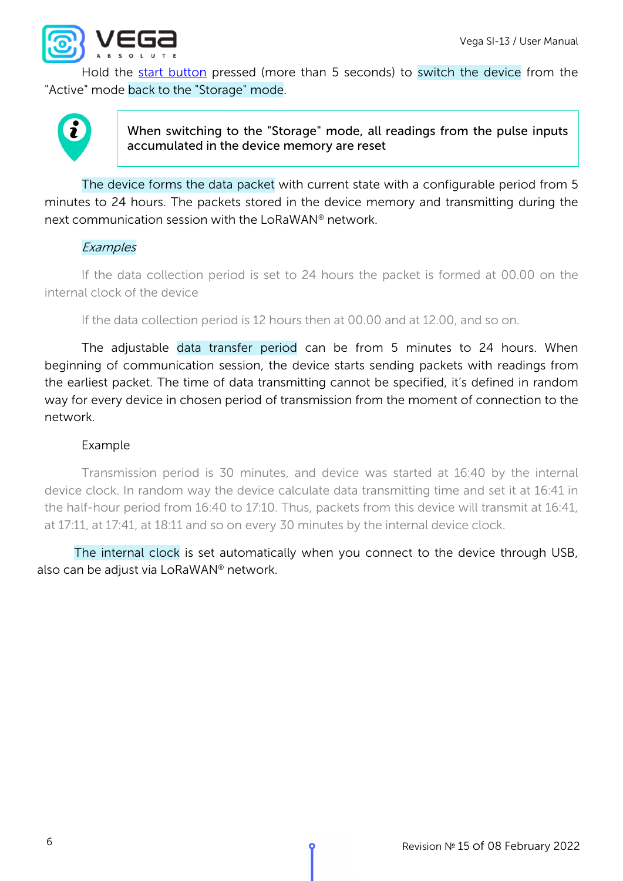Hold the start button pressed (more than 5 seconds) to switch the device from the "Active" mode back to the "Storage" mode.

> **When switching to the "Storage" mode, all readings from the pulse inputs accumulated in the device memory are reset**

The device forms the data packet with current state with a configurable period from 5 minutes to 24 hours. The packets stored in the device memory and transmitting during the next communication session with the LoRaWAN® network.

*Examples*

If the data collection period is set to 24 hours the packet is formed at 00.00 on the internal clock of the device

If the data collection period is 12 hours then at 00.00 and at 12.00, and so on.

The adjustable data transfer period can be from 5 minutes to 24 hours. When beginning of communication session, the device starts sending packets with readings from the earliest packet. The time of data transmitting cannot be specified, it's defined in random way for every device in chosen period of transmission from the moment of connection to the network.

Example

Transmission period is 30 minutes, and device was started at 16:40 by the internal device clock. In random way the device calculate data transmitting time and set it at 16:41 in the half-hour period from 16:40 to 17:10. Thus, packets from this device will transmit at 16:41, at 17:11, at 17:41, at 18:11 and so on every 30 minutes by the internal device clock.

The internal clock is set automatically when you connect to the device through USB, also can be adjust via LoRaWAN® network.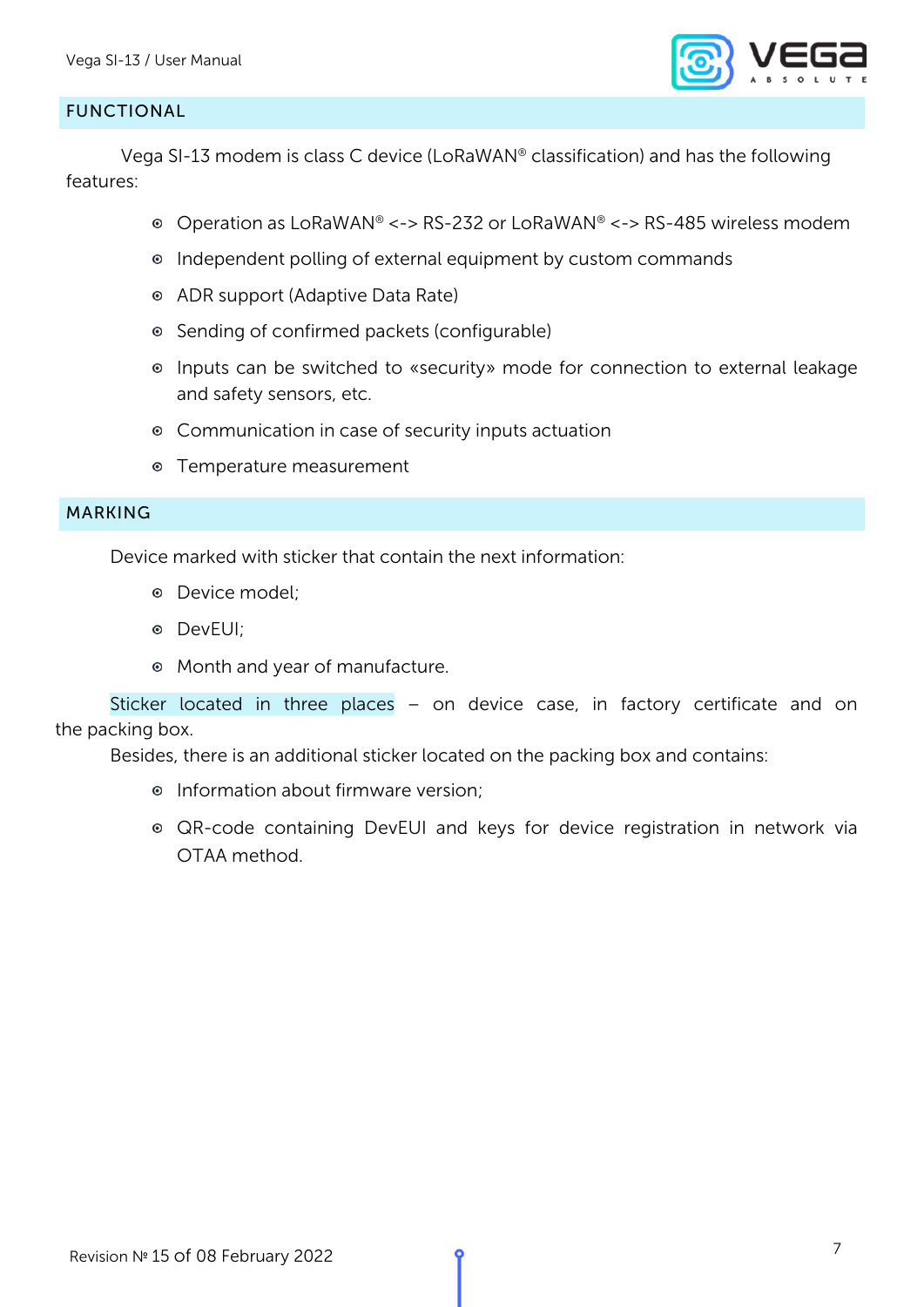## FUNCTIONAL

Vega SI-13 modem is class C device (LoRaWAN® classification) and has the following features:

- Operation as LoRaWAN® <-> RS-232 or LoRaWAN® <-> RS-485 wireless modem
- Independent polling of external equipment by custom commands
- ADR support (Adaptive Data Rate)
- Sending of confirmed packets (configurable)
- Inputs can be switched to «security» mode for connection to external leakage and safety sensors, etc.
- Communication in case of security inputs actuation
- Temperature measurement

## MARKING

Device marked with sticker that contain the next information:

- Device model;
- DevEUI;
- Month and year of manufacture.

Sticker located in three places – on device case, in factory certificate and on the packing box.

Besides, there is an additional sticker located on the packing box and contains:

- Information about firmware version;
- QR-code containing DevEUI and keys for device registration in network via OTAA method.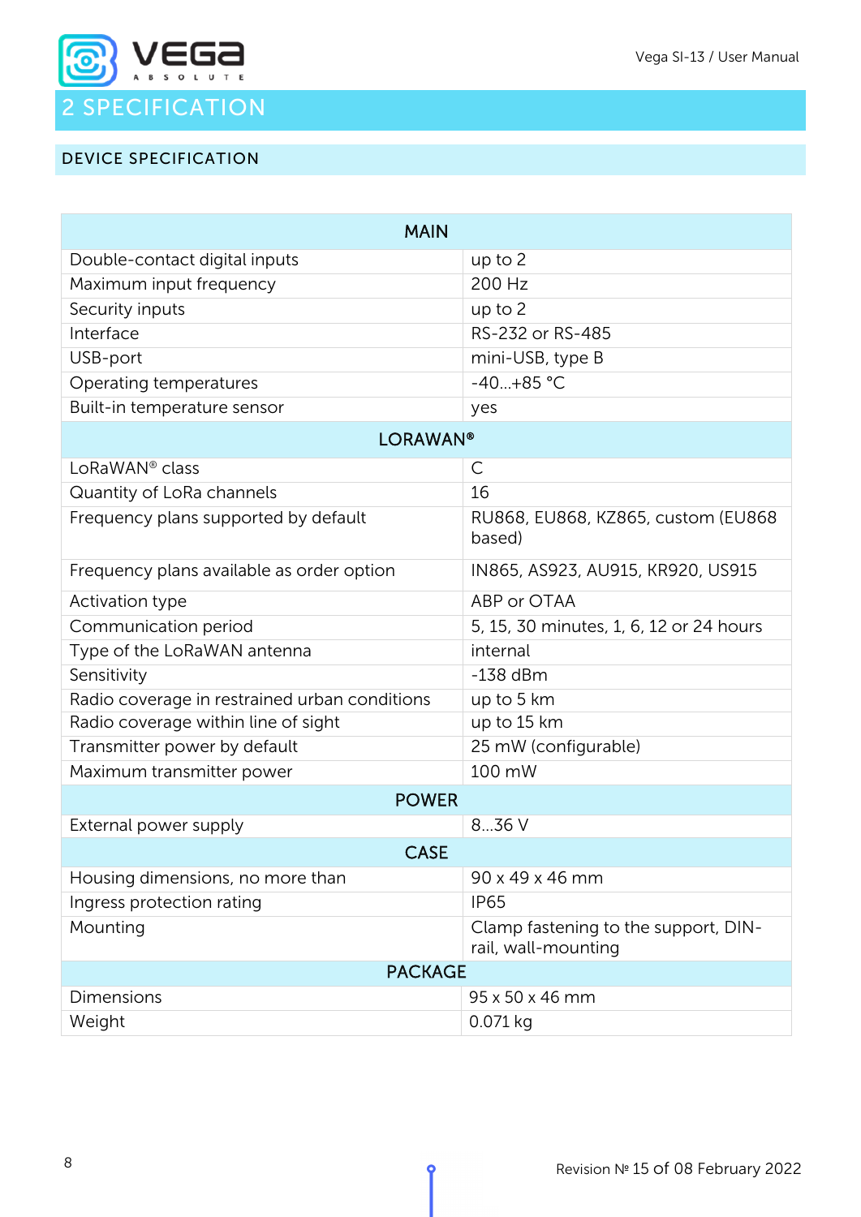# 2 SPECIFICATION

## DEVICE SPECIFICATION

| MAIN | |
|---|---|
| Double-contact digital inputs | up to 2 |
| Maximum input frequency | 200 Hz |
| Security inputs | up to 2 |
| Interface | RS-232 or RS-485 |
| USB-port | mini-USB, type B |
| Operating temperatures | -40...+85 °C |
| Built-in temperature sensor | yes |
| **LORAWAN®** | |
| LoRaWAN® class | C |
| Quantity of LoRa channels | 16 |
| Frequency plans supported by default | RU868, EU868, KZ865, custom (EU868 based) |
| Frequency plans available as order option | IN865, AS923, AU915, KR920, US915 |
| Activation type | ABP or OTAA |
| Communication period | 5, 15, 30 minutes, 1, 6, 12 or 24 hours |
| Type of the LoRaWAN antenna | internal |
| Sensitivity | -138 dBm |
| Radio coverage in restrained urban conditions | up to 5 km |
| Radio coverage within line of sight | up to 15 km |
| Transmitter power by default | 25 mW (configurable) |
| Maximum transmitter power | 100 mW |
| **POWER** | |
| External power supply | 8...36 V |
| **CASE** | |
| Housing dimensions, no more than | 90 x 49 x 46 mm |
| Ingress protection rating | IP65 |
| Mounting | Clamp fastening to the support, DIN-rail, wall-mounting |
| **PACKAGE** | |
| Dimensions | 95 x 50 x 46 mm |
| Weight | 0.071 kg |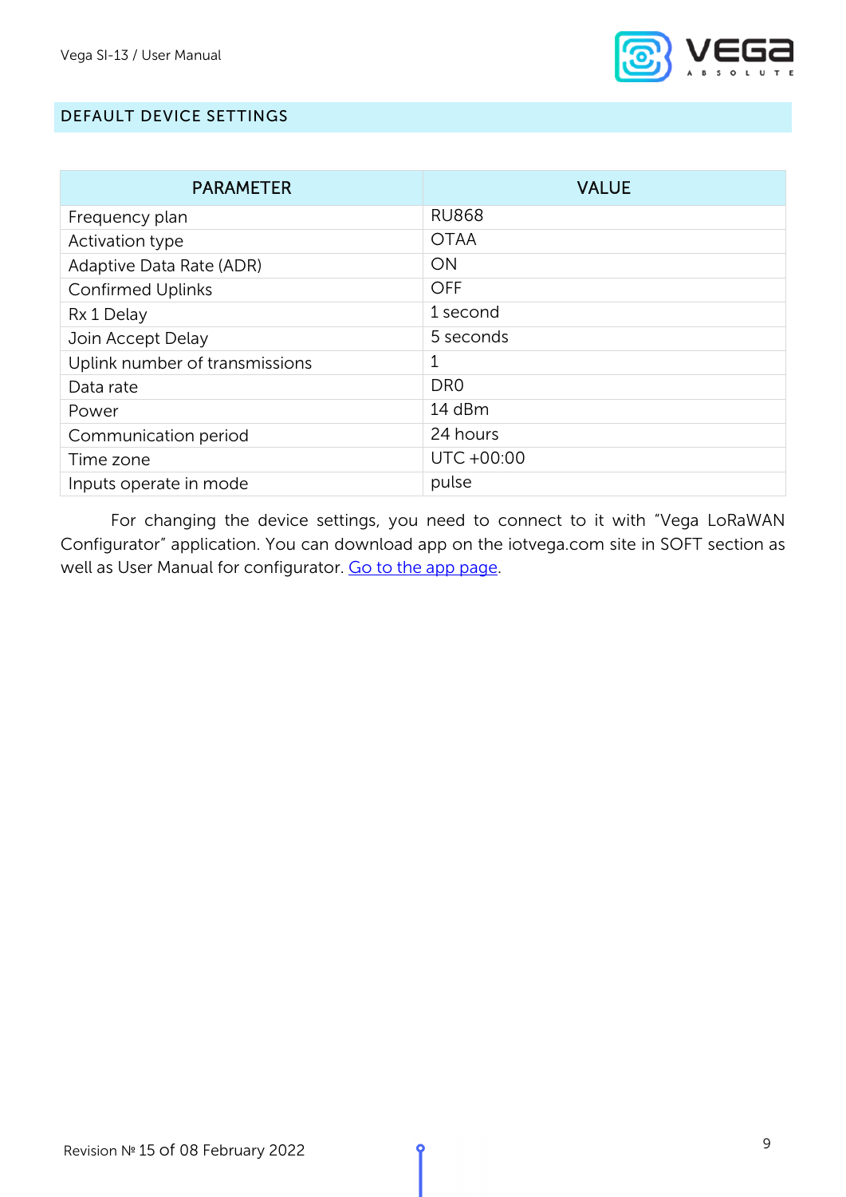## DEFAULT DEVICE SETTINGS

| PARAMETER | VALUE |
|---|---|
| Frequency plan | RU868 |
| Activation type | OTAA |
| Adaptive Data Rate (ADR) | ON |
| Confirmed Uplinks | OFF |
| Rx 1 Delay | 1 second |
| Join Accept Delay | 5 seconds |
| Uplink number of transmissions | 1 |
| Data rate | DR0 |
| Power | 14 dBm |
| Communication period | 24 hours |
| Time zone | UTC +00:00 |
| Inputs operate in mode | pulse |

For changing the device settings, you need to connect to it with "Vega LoRaWAN Configurator" application. You can download app on the iotvega.com site in SOFT section as well as User Manual for configurator. Go to the app page.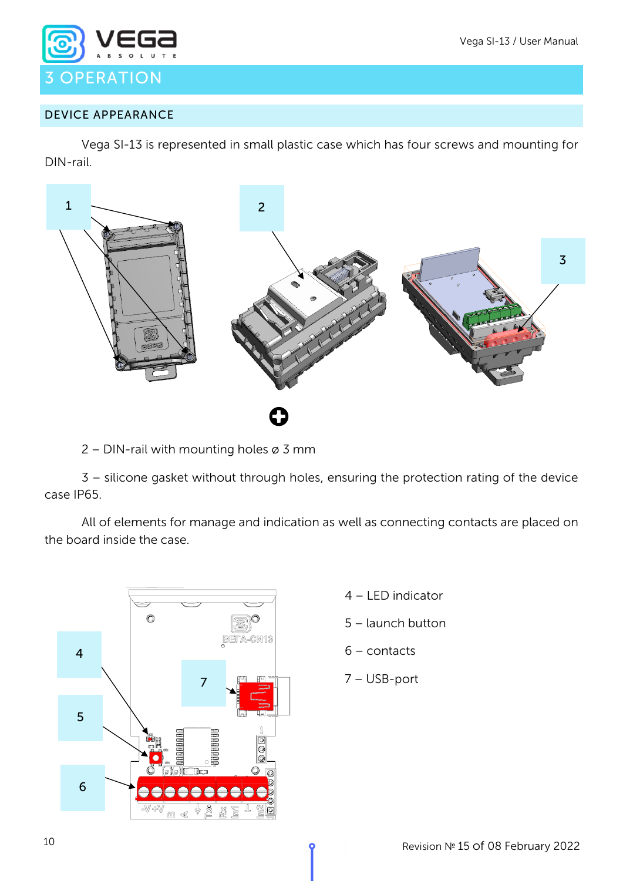# 3 OPERATION

## DEVICE APPEARANCE

Vega SI-13 is represented in small plastic case which has four screws and mounting for DIN-rail.

2 – DIN-rail with mounting holes ø 3 mm

3 – silicone gasket without through holes, ensuring the protection rating of the device case IP65.

All of elements for manage and indication as well as connecting contacts are placed on the board inside the case.

4 – LED indicator

5 – launch button

6 – contacts

7 – USB-port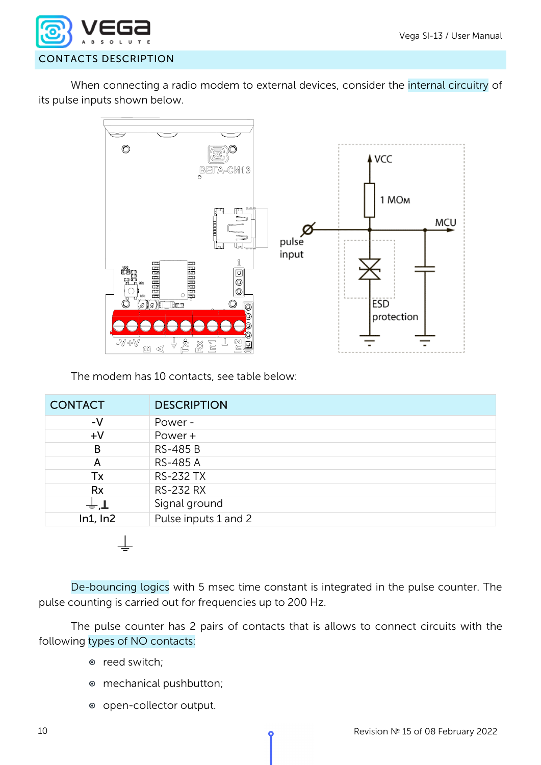## CONTACTS DESCRIPTION

When connecting a radio modem to external devices, consider the internal circuitry of its pulse inputs shown below.

The modem has 10 contacts, see table below:

| CONTACT | DESCRIPTION |
|---|---|
| -V | Power - |
| +V | Power + |
| B | RS-485 B |
| A | RS-485 A |
| Tx | RS-232 TX |
| Rx | RS-232 RX |
| ⏚,⊥ | Signal ground |
| In1, In2 | Pulse inputs 1 and 2 |

De-bouncing logics with 5 msec time constant is integrated in the pulse counter. The pulse counting is carried out for frequencies up to 200 Hz.

The pulse counter has 2 pairs of contacts that is allows to connect circuits with the following types of NO contacts:

- reed switch;
- mechanical pushbutton;
- open-collector output.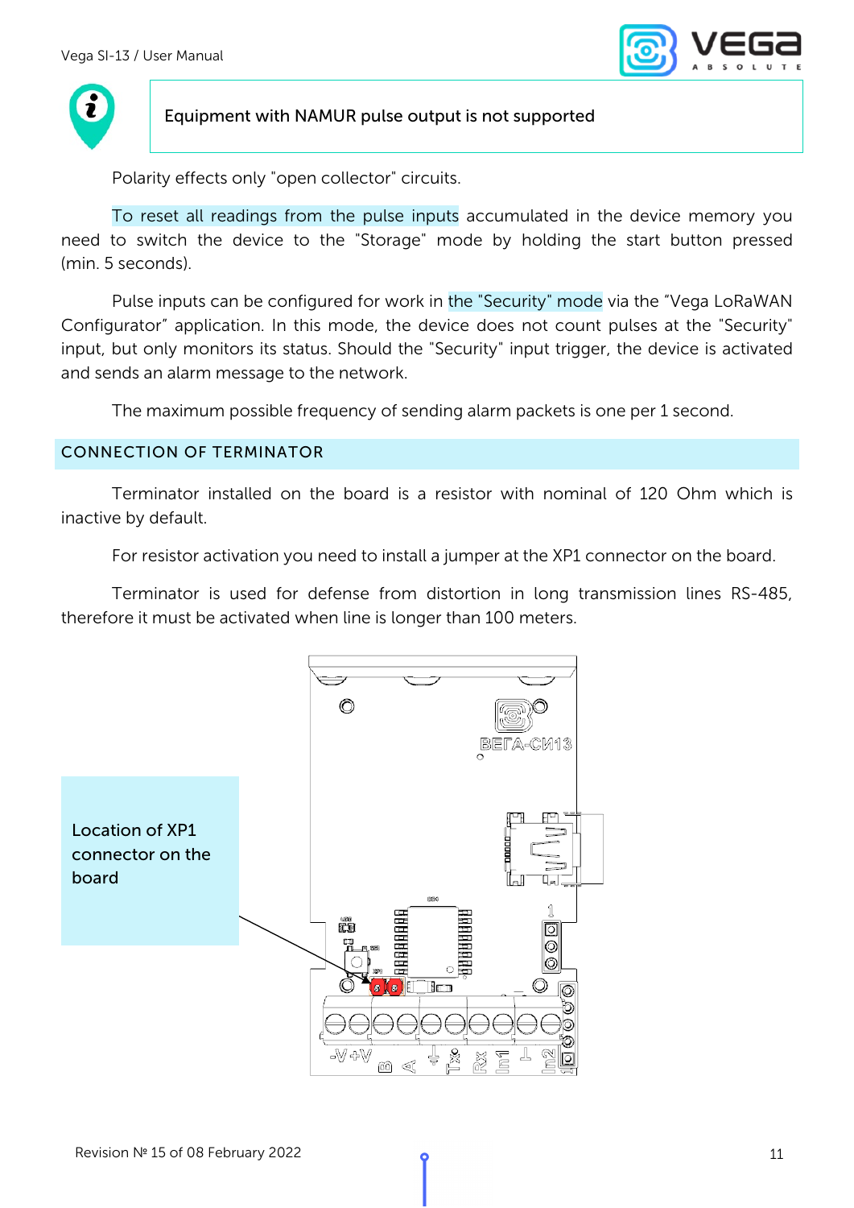Equipment with NAMUR pulse output is not supported

Polarity effects only "open collector" circuits.

To reset all readings from the pulse inputs accumulated in the device memory you need to switch the device to the "Storage" mode by holding the start button pressed (min. 5 seconds).

Pulse inputs can be configured for work in the "Security" mode via the "Vega LoRaWAN Configurator" application. In this mode, the device does not count pulses at the "Security" input, but only monitors its status. Should the "Security" input trigger, the device is activated and sends an alarm message to the network.

The maximum possible frequency of sending alarm packets is one per 1 second.

## CONNECTION OF TERMINATOR

Terminator installed on the board is a resistor with nominal of 120 Ohm which is inactive by default.

For resistor activation you need to install a jumper at the XP1 connector on the board.

Terminator is used for defense from distortion in long transmission lines RS-485, therefore it must be activated when line is longer than 100 meters.

Location of XP1 connector on the board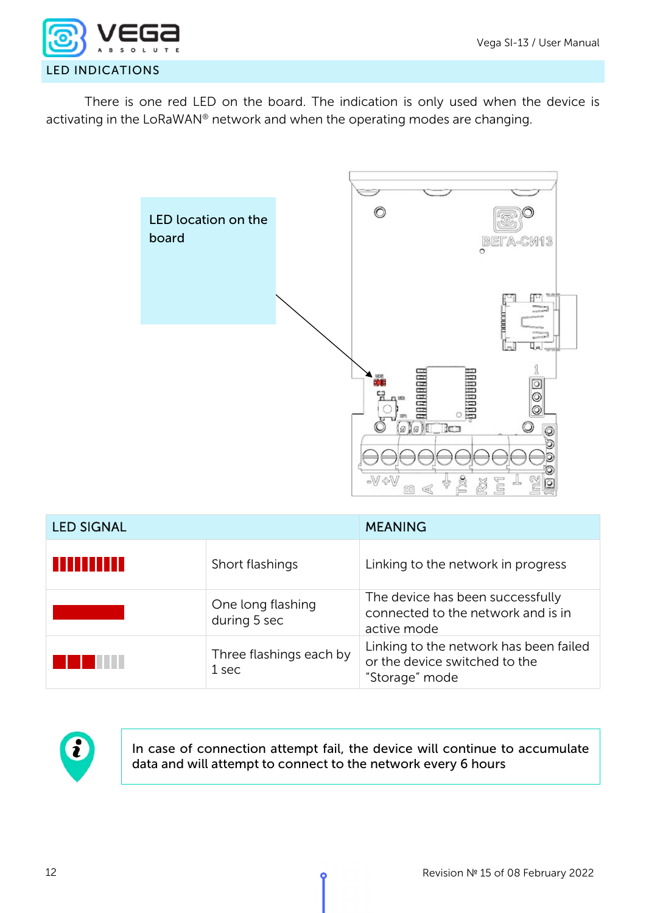## LED INDICATIONS

There is one red LED on the board. The indication is only used when the device is activating in the LoRaWAN® network and when the operating modes are changing.

LED location on the board

| LED SIGNAL | | MEANING |
|---|---|---|
| | Short flashings | Linking to the network in progress |
| | One long flashing during 5 sec | The device has been successfully connected to the network and is in active mode |
| | Three flashings each by 1 sec | Linking to the network has been failed or the device switched to the “Storage” mode |

In case of connection attempt fail, the device will continue to accumulate data and will attempt to connect to the network every 6 hours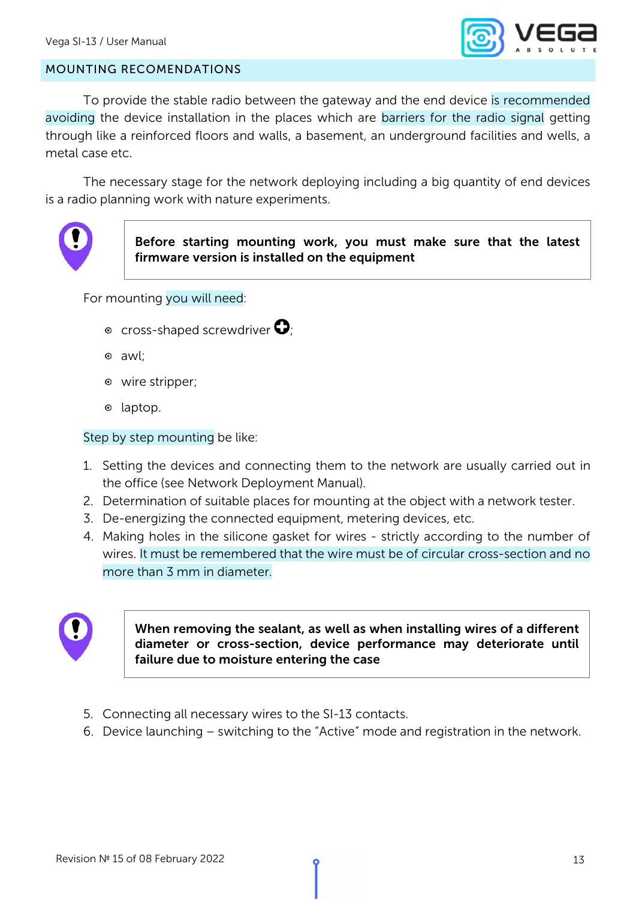## MOUNTING RECOMENDATIONS

To provide the stable radio between the gateway and the end device is recommended avoiding the device installation in the places which are barriers for the radio signal getting through like a reinforced floors and walls, a basement, an underground facilities and wells, a metal case etc.

The necessary stage for the network deploying including a big quantity of end devices is a radio planning work with nature experiments.

> **Before starting mounting work, you must make sure that the latest firmware version is installed on the equipment**

For mounting you will need:

- cross-shaped screwdriver;
- awl;
- wire stripper;
- laptop.

Step by step mounting be like:

1. Setting the devices and connecting them to the network are usually carried out in the office (see Network Deployment Manual).
2. Determination of suitable places for mounting at the object with a network tester.
3. De-energizing the connected equipment, metering devices, etc.
4. Making holes in the silicone gasket for wires - strictly according to the number of wires. It must be remembered that the wire must be of circular cross-section and no more than 3 mm in diameter.

> **When removing the sealant, as well as when installing wires of a different diameter or cross-section, device performance may deteriorate until failure due to moisture entering the case**

5. Connecting all necessary wires to the SI-13 contacts.
6. Device launching – switching to the “Active” mode and registration in the network.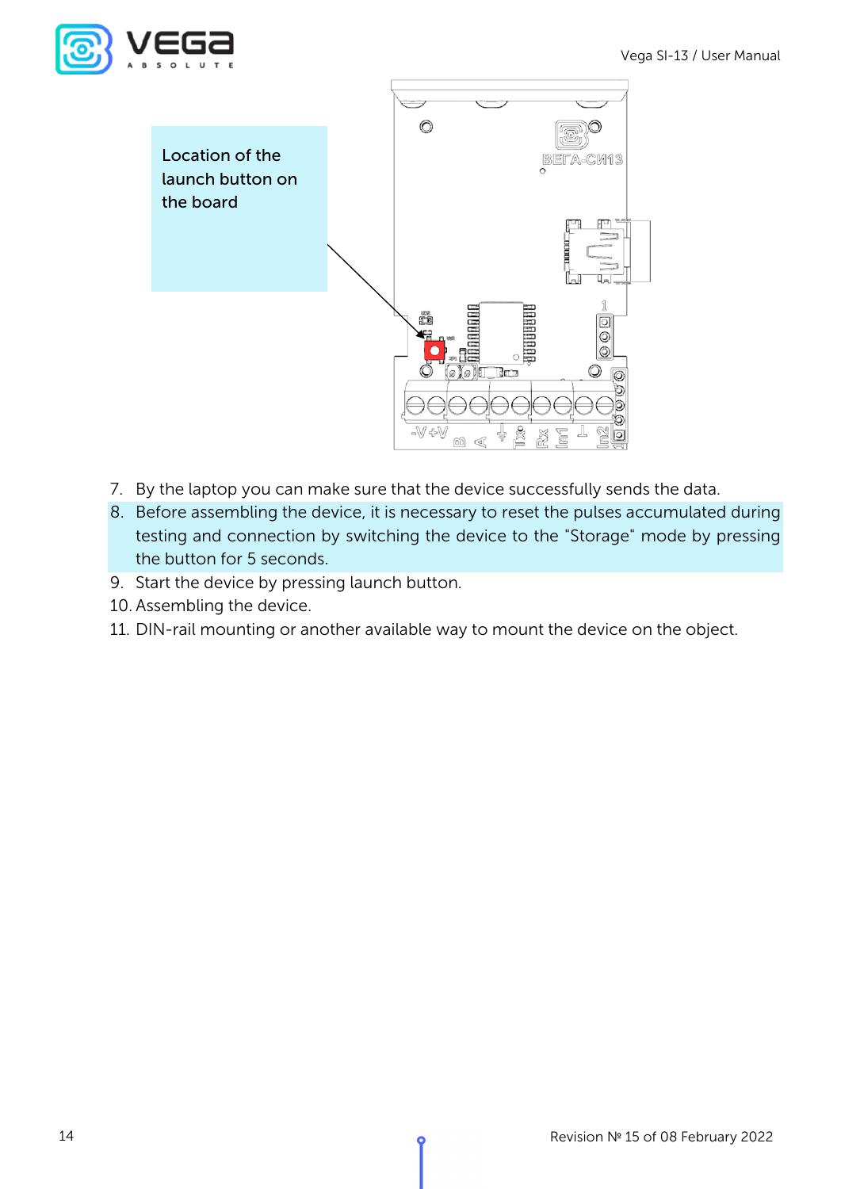Location of the launch button on the board

7. By the laptop you can make sure that the device successfully sends the data.
8. Before assembling the device, it is necessary to reset the pulses accumulated during testing and connection by switching the device to the "Storage" mode by pressing the button for 5 seconds.
9. Start the device by pressing launch button.
10. Assembling the device.
11. DIN-rail mounting or another available way to mount the device on the object.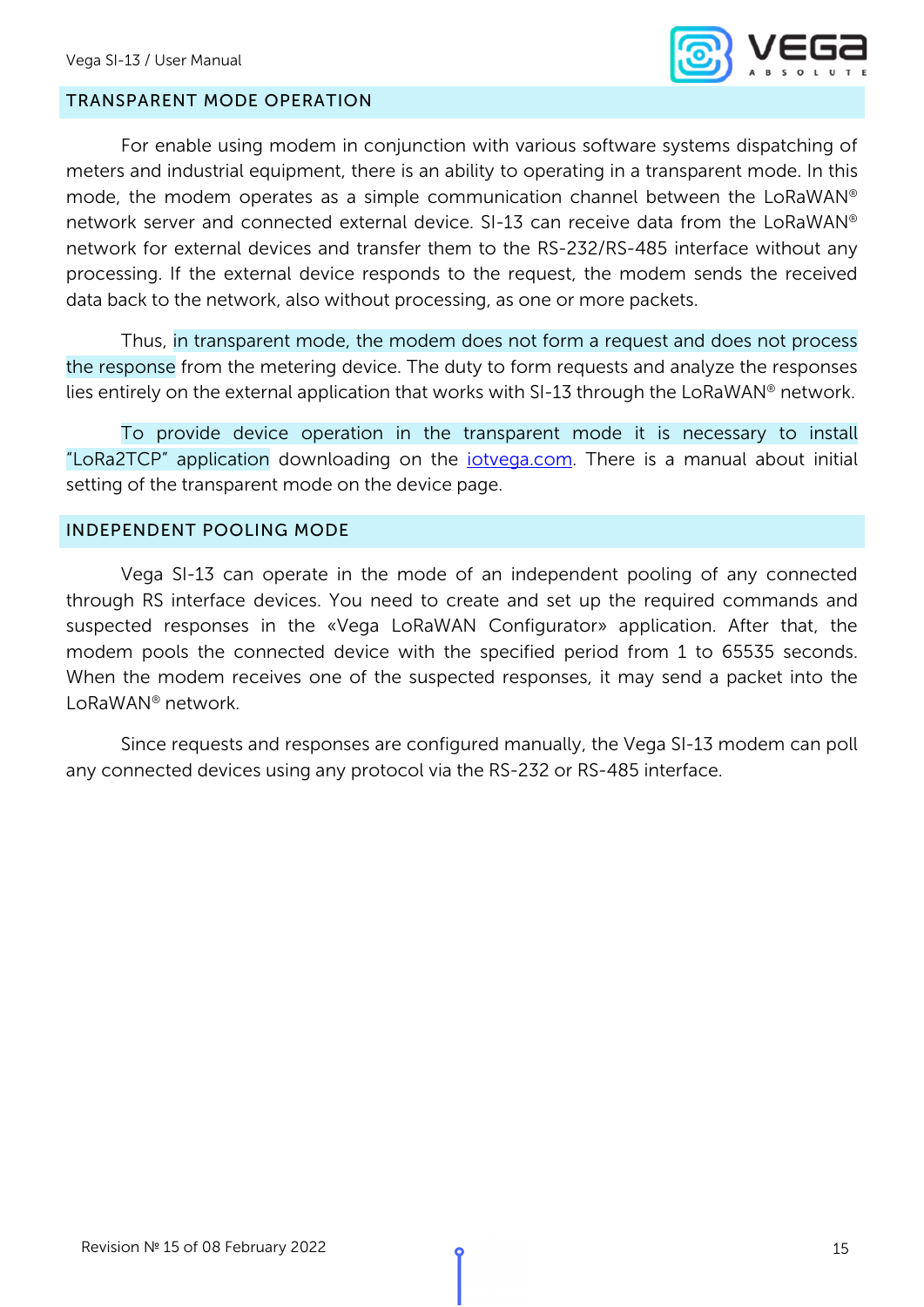## TRANSPARENT MODE OPERATION

For enable using modem in conjunction with various software systems dispatching of meters and industrial equipment, there is an ability to operating in a transparent mode. In this mode, the modem operates as a simple communication channel between the LoRaWAN® network server and connected external device. SI-13 can receive data from the LoRaWAN® network for external devices and transfer them to the RS-232/RS-485 interface without any processing. If the external device responds to the request, the modem sends the received data back to the network, also without processing, as one or more packets.

Thus, in transparent mode, the modem does not form a request and does not process the response from the metering device. The duty to form requests and analyze the responses lies entirely on the external application that works with SI-13 through the LoRaWAN® network.

To provide device operation in the transparent mode it is necessary to install "LoRa2TCP" application downloading on the [iotvega.com](iotvega.com). There is a manual about initial setting of the transparent mode on the device page.

## INDEPENDENT POOLING MODE

Vega SI-13 can operate in the mode of an independent pooling of any connected through RS interface devices. You need to create and set up the required commands and suspected responses in the «Vega LoRaWAN Configurator» application. After that, the modem pools the connected device with the specified period from 1 to 65535 seconds. When the modem receives one of the suspected responses, it may send a packet into the LoRaWAN® network.

Since requests and responses are configured manually, the Vega SI-13 modem can poll any connected devices using any protocol via the RS-232 or RS-485 interface.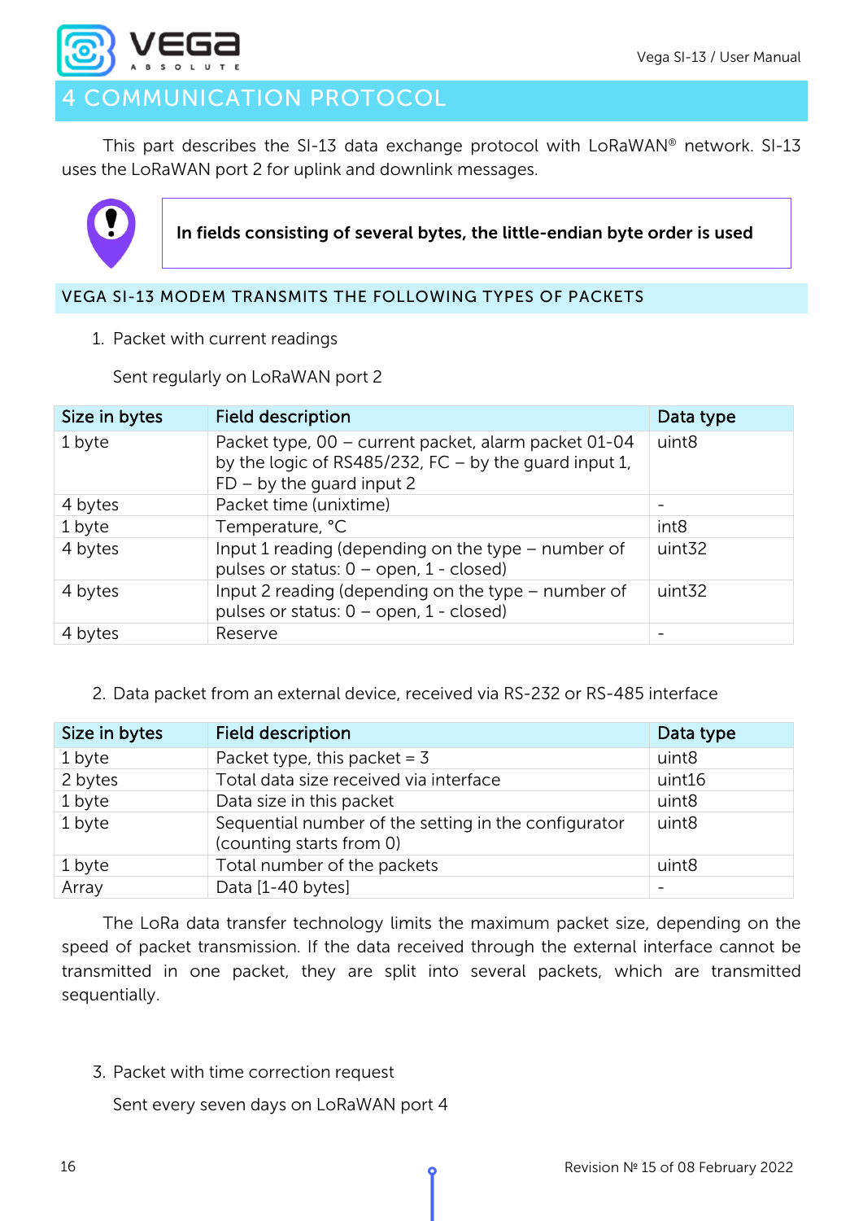# 4 COMMUNICATION PROTOCOL

This part describes the SI-13 data exchange protocol with LoRaWAN® network. SI-13 uses the LoRaWAN port 2 for uplink and downlink messages.

**In fields consisting of several bytes, the little-endian byte order is used**

## VEGA SI-13 MODEM TRANSMITS THE FOLLOWING TYPES OF PACKETS

1. Packet with current readings

   Sent regularly on LoRaWAN port 2

| Size in bytes | Field description | Data type |
|---|---|---|
| 1 byte | Packet type, 00 – current packet, alarm packet 01-04 by the logic of RS485/232, FC – by the guard input 1, FD – by the guard input 2 | uint8 |
| 4 bytes | Packet time (unixtime) | - |
| 1 byte | Temperature, °C | int8 |
| 4 bytes | Input 1 reading (depending on the type – number of pulses or status: 0 – open, 1 - closed) | uint32 |
| 4 bytes | Input 2 reading (depending on the type – number of pulses or status: 0 – open, 1 - closed) | uint32 |
| 4 bytes | Reserve | - |

2. Data packet from an external device, received via RS-232 or RS-485 interface

| Size in bytes | Field description | Data type |
|---|---|---|
| 1 byte | Packet type, this packet = 3 | uint8 |
| 2 bytes | Total data size received via interface | uint16 |
| 1 byte | Data size in this packet | uint8 |
| 1 byte | Sequential number of the setting in the configurator (counting starts from 0) | uint8 |
| 1 byte | Total number of the packets | uint8 |
| Array | Data [1-40 bytes] | - |

The LoRa data transfer technology limits the maximum packet size, depending on the speed of packet transmission. If the data received through the external interface cannot be transmitted in one packet, they are split into several packets, which are transmitted sequentially.

3. Packet with time correction request

   Sent every seven days on LoRaWAN port 4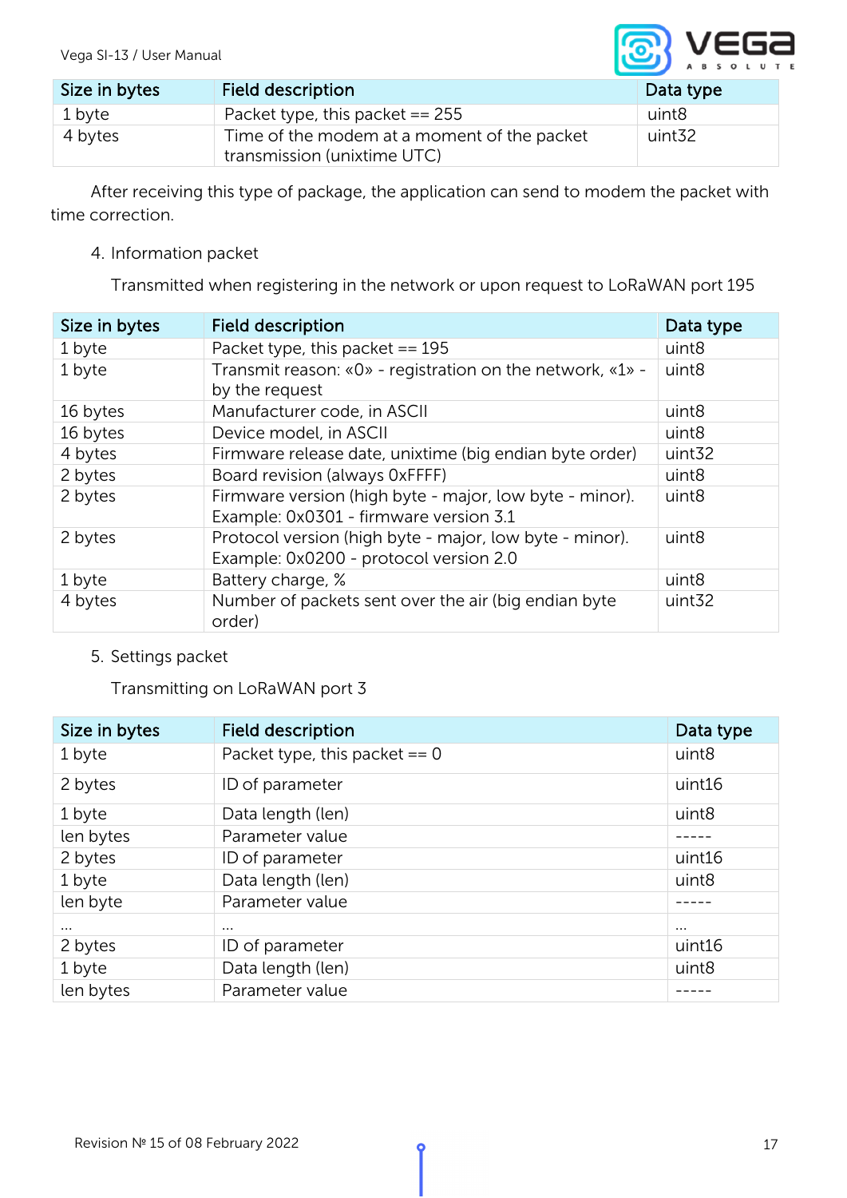| Size in bytes | Field description | Data type |
| --- | --- | --- |
| 1 byte | Packet type, this packet == 255 | uint8 |
| 4 bytes | Time of the modem at a moment of the packet transmission (unixtime UTC) | uint32 |

After receiving this type of package, the application can send to modem the packet with time correction.

4. Information packet

Transmitted when registering in the network or upon request to LoRaWAN port 195

| Size in bytes | Field description | Data type |
| --- | --- | --- |
| 1 byte | Packet type, this packet == 195 | uint8 |
| 1 byte | Transmit reason: «0» - registration on the network, «1» - by the request | uint8 |
| 16 bytes | Manufacturer code, in ASCII | uint8 |
| 16 bytes | Device model, in ASCII | uint8 |
| 4 bytes | Firmware release date, unixtime (big endian byte order) | uint32 |
| 2 bytes | Board revision (always 0xFFFF) | uint8 |
| 2 bytes | Firmware version (high byte - major, low byte - minor). Example: 0x0301 - firmware version 3.1 | uint8 |
| 2 bytes | Protocol version (high byte - major, low byte - minor). Example: 0x0200 - protocol version 2.0 | uint8 |
| 1 byte | Battery charge, % | uint8 |
| 4 bytes | Number of packets sent over the air (big endian byte order) | uint32 |

5. Settings packet

Transmitting on LoRaWAN port 3

| Size in bytes | Field description | Data type |
| --- | --- | --- |
| 1 byte | Packet type, this packet == 0 | uint8 |
| 2 bytes | ID of parameter | uint16 |
| 1 byte | Data length (len) | uint8 |
| len bytes | Parameter value | ----- |
| 2 bytes | ID of parameter | uint16 |
| 1 byte | Data length (len) | uint8 |
| len byte | Parameter value | ----- |
| … | … | … |
| 2 bytes | ID of parameter | uint16 |
| 1 byte | Data length (len) | uint8 |
| len bytes | Parameter value | ----- |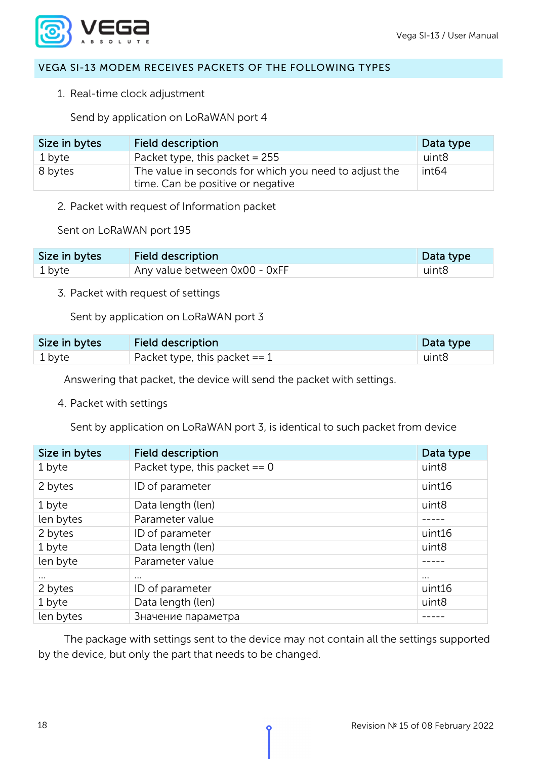## VEGA SI-13 MODEM RECEIVES PACKETS OF THE FOLLOWING TYPES

1. Real-time clock adjustment

   Send by application on LoRaWAN port 4

| Size in bytes | Field description | Data type |
|---|---|---|
| 1 byte | Packet type, this packet = 255 | uint8 |
| 8 bytes | The value in seconds for which you need to adjust the time. Can be positive or negative | int64 |

2. Packet with request of Information packet

   Sent on LoRaWAN port 195

| Size in bytes | Field description | Data type |
|---|---|---|
| 1 byte | Any value between 0x00 - 0xFF | uint8 |

3. Packet with request of settings

   Sent by application on LoRaWAN port 3

| Size in bytes | Field description | Data type |
|---|---|---|
| 1 byte | Packet type, this packet == 1 | uint8 |

Answering that packet, the device will send the packet with settings.

4. Packet with settings

   Sent by application on LoRaWAN port 3, is identical to such packet from device

| Size in bytes | Field description | Data type |
|---|---|---|
| 1 byte | Packet type, this packet == 0 | uint8 |
| 2 bytes | ID of parameter | uint16 |
| 1 byte | Data length (len) | uint8 |
| len bytes | Parameter value | ----- |
| 2 bytes | ID of parameter | uint16 |
| 1 byte | Data length (len) | uint8 |
| len byte | Parameter value | ----- |
| … | … | … |
| 2 bytes | ID of parameter | uint16 |
| 1 byte | Data length (len) | uint8 |
| len bytes | Значение параметра | ----- |

The package with settings sent to the device may not contain all the settings supported by the device, but only the part that needs to be changed.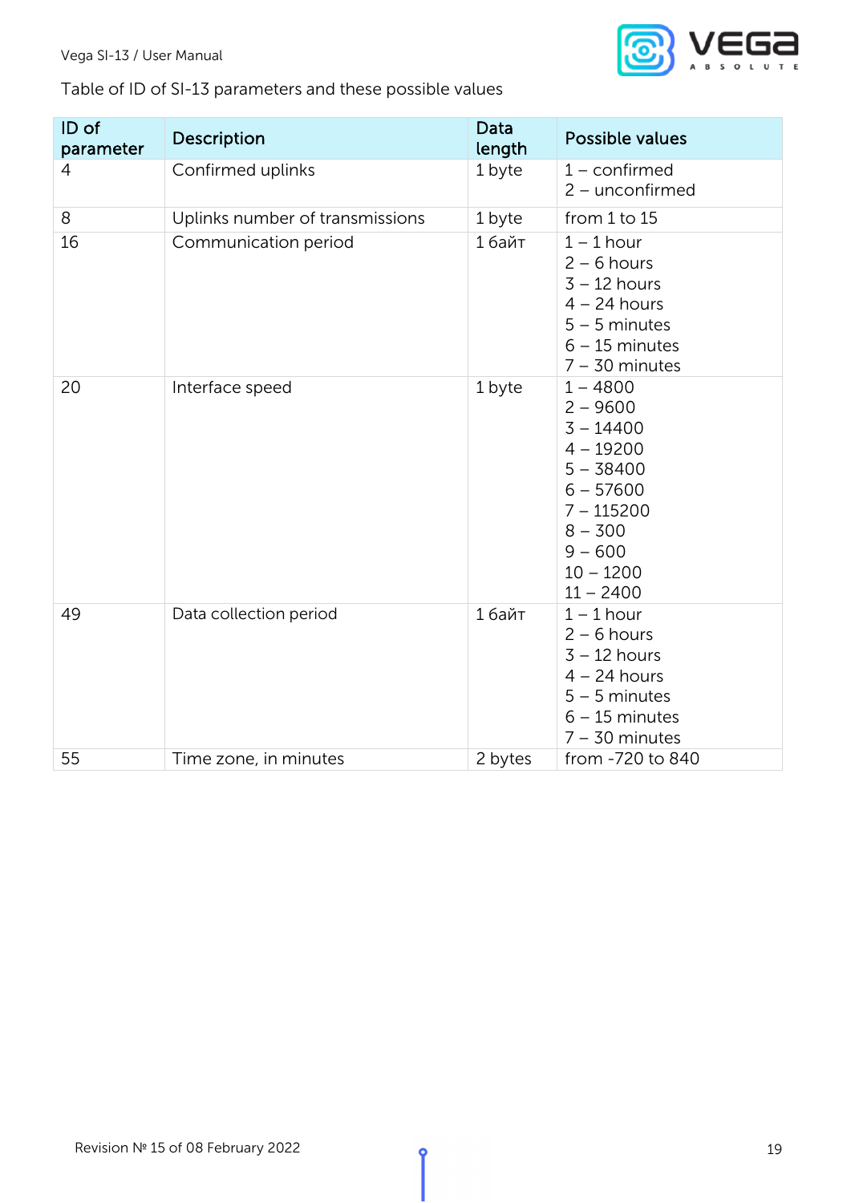Table of ID of SI-13 parameters and these possible values

| ID of parameter | Description | Data length | Possible values |
|---|---|---|---|
| 4 | Confirmed uplinks | 1 byte | 1 – confirmed<br>2 – unconfirmed |
| 8 | Uplinks number of transmissions | 1 byte | from 1 to 15 |
| 16 | Communication period | 1 байт | 1 – 1 hour<br>2 – 6 hours<br>3 – 12 hours<br>4 – 24 hours<br>5 – 5 minutes<br>6 – 15 minutes<br>7 – 30 minutes |
| 20 | Interface speed | 1 byte | 1 – 4800<br>2 – 9600<br>3 – 14400<br>4 – 19200<br>5 – 38400<br>6 – 57600<br>7 – 115200<br>8 – 300<br>9 – 600<br>10 – 1200<br>11 – 2400 |
| 49 | Data collection period | 1 байт | 1 – 1 hour<br>2 – 6 hours<br>3 – 12 hours<br>4 – 24 hours<br>5 – 5 minutes<br>6 – 15 minutes<br>7 – 30 minutes |
| 55 | Time zone, in minutes | 2 bytes | from -720 to 840 |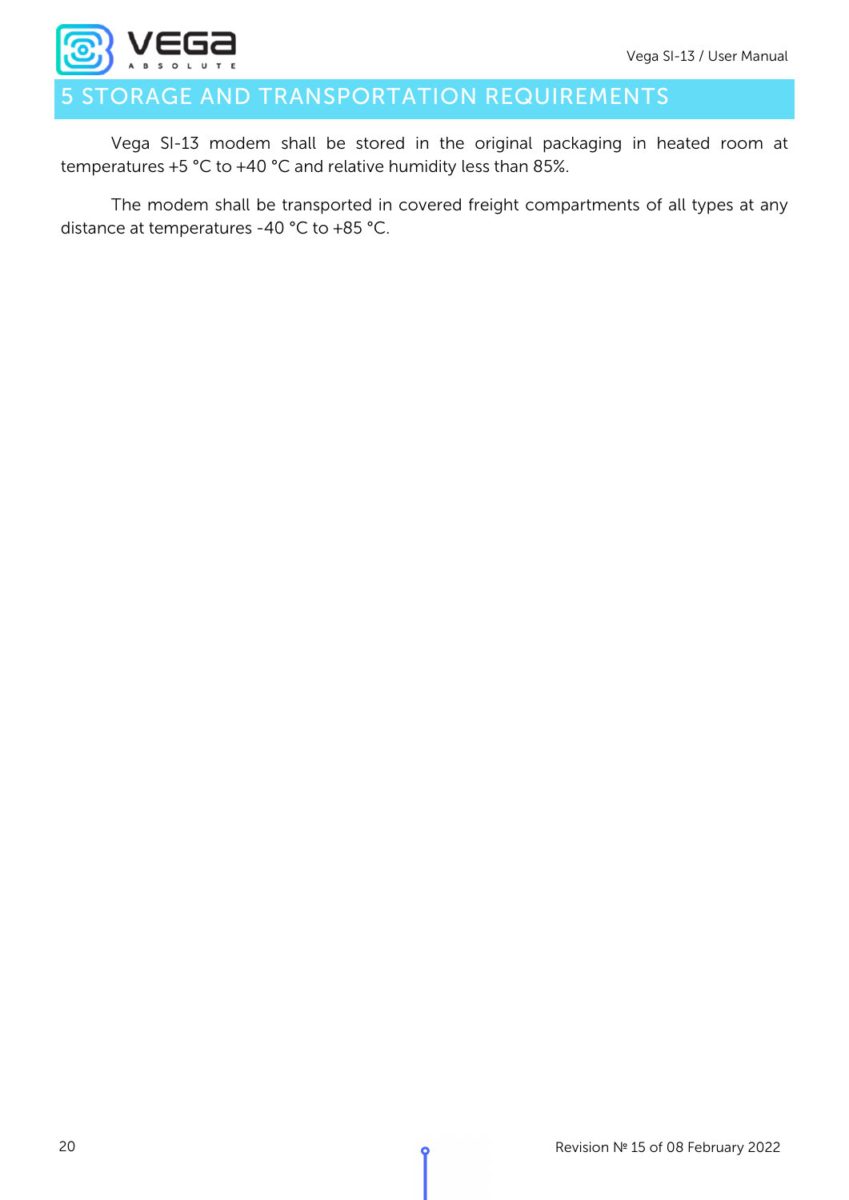# 5 STORAGE AND TRANSPORTATION REQUIREMENTS

Vega SI-13 modem shall be stored in the original packaging in heated room at temperatures +5 °C to +40 °C and relative humidity less than 85%.

The modem shall be transported in covered freight compartments of all types at any distance at temperatures -40 °C to +85 °C.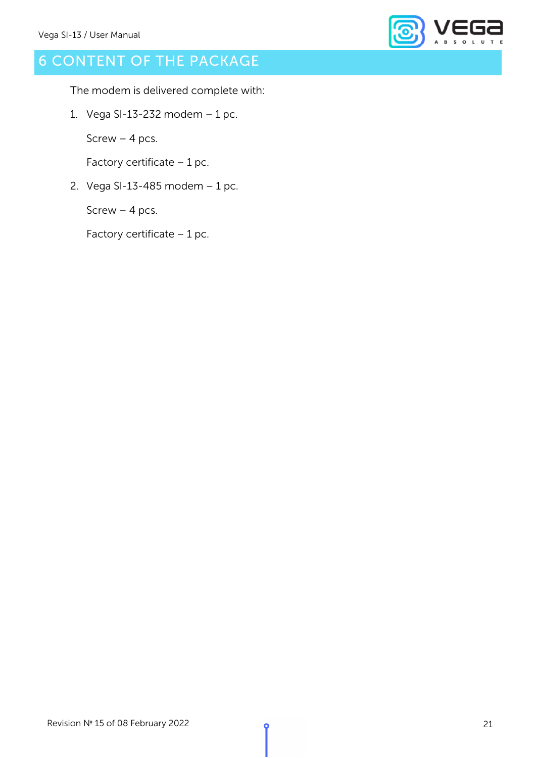# 6 CONTENT OF THE PACKAGE

The modem is delivered complete with:

1. Vega SI-13-232 modem – 1 pc.

   Screw – 4 pcs.

   Factory certificate – 1 pc.

2. Vega SI-13-485 modem – 1 pc.

   Screw – 4 pcs.

   Factory certificate – 1 pc.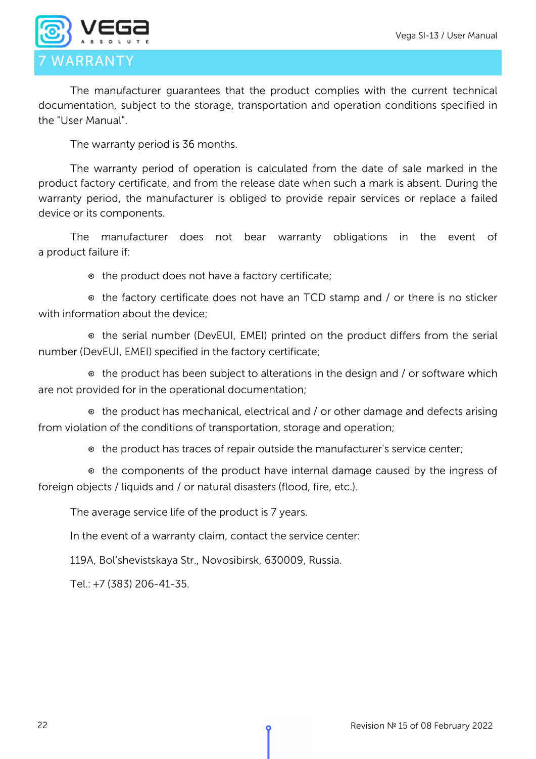# 7 WARRANTY

The manufacturer guarantees that the product complies with the current technical documentation, subject to the storage, transportation and operation conditions specified in the "User Manual".

The warranty period is 36 months.

The warranty period of operation is calculated from the date of sale marked in the product factory certificate, and from the release date when such a mark is absent. During the warranty period, the manufacturer is obliged to provide repair services or replace a failed device or its components.

The manufacturer does not bear warranty obligations in the event of a product failure if:

- the product does not have a factory certificate;
- the factory certificate does not have an TCD stamp and / or there is no sticker with information about the device;
- the serial number (DevEUI, EMEI) printed on the product differs from the serial number (DevEUI, EMEI) specified in the factory certificate;
- the product has been subject to alterations in the design and / or software which are not provided for in the operational documentation;
- the product has mechanical, electrical and / or other damage and defects arising from violation of the conditions of transportation, storage and operation;
- the product has traces of repair outside the manufacturer's service center;
- the components of the product have internal damage caused by the ingress of foreign objects / liquids and / or natural disasters (flood, fire, etc.).

The average service life of the product is 7 years.

In the event of a warranty claim, contact the service center:

119A, Bol'shevistskaya Str., Novosibirsk, 630009, Russia.

Tel.: +7 (383) 206-41-35.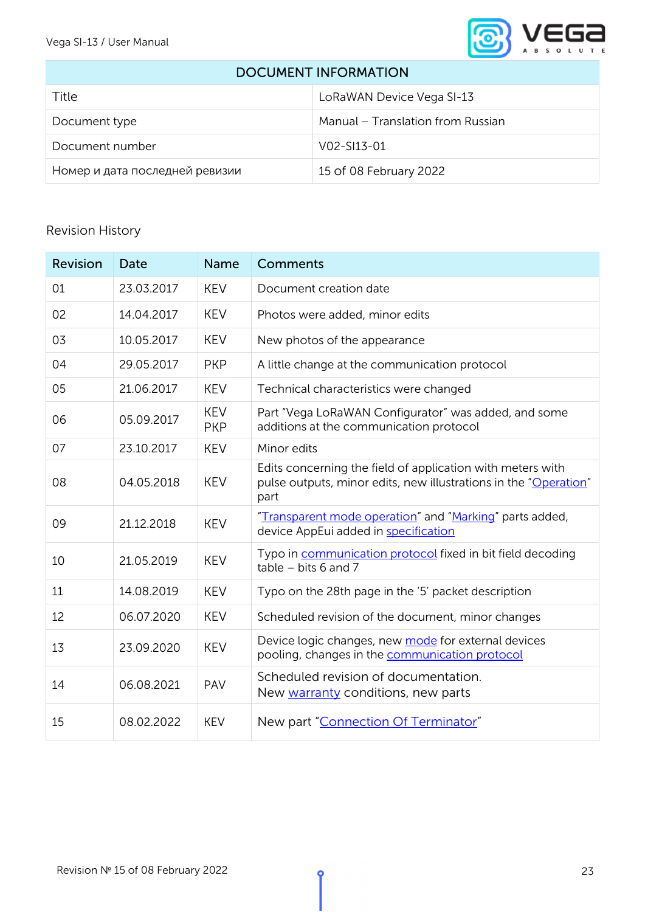| DOCUMENT INFORMATION | |
|---|---|
| Title | LoRaWAN Device Vega SI-13 |
| Document type | Manual – Translation from Russian |
| Document number | V02-SI13-01 |
| Номер и дата последней ревизии | 15 of 08 February 2022 |

Revision History

| Revision | Date | Name | Comments |
|---|---|---|---|
| 01 | 23.03.2017 | KEV | Document creation date |
| 02 | 14.04.2017 | KEV | Photos were added, minor edits |
| 03 | 10.05.2017 | KEV | New photos of the appearance |
| 04 | 29.05.2017 | PKP | A little change at the communication protocol |
| 05 | 21.06.2017 | KEV | Technical characteristics were changed |
| 06 | 05.09.2017 | KEV PKP | Part "Vega LoRaWAN Configurator" was added, and some additions at the communication protocol |
| 07 | 23.10.2017 | KEV | Minor edits |
| 08 | 04.05.2018 | KEV | Edits concerning the field of application with meters with pulse outputs, minor edits, new illustrations in the "Operation" part |
| 09 | 21.12.2018 | KEV | "Transparent mode operation" and "Marking" parts added, device AppEui added in specification |
| 10 | 21.05.2019 | KEV | Typo in communication protocol fixed in bit field decoding table – bits 6 and 7 |
| 11 | 14.08.2019 | KEV | Typo on the 28th page in the '5' packet description |
| 12 | 06.07.2020 | KEV | Scheduled revision of the document, minor changes |
| 13 | 23.09.2020 | KEV | Device logic changes, new mode for external devices pooling, changes in the communication protocol |
| 14 | 06.08.2021 | PAV | Scheduled revision of documentation. New warranty conditions, new parts |
| 15 | 08.02.2022 | KEV | New part "Connection Of Terminator" |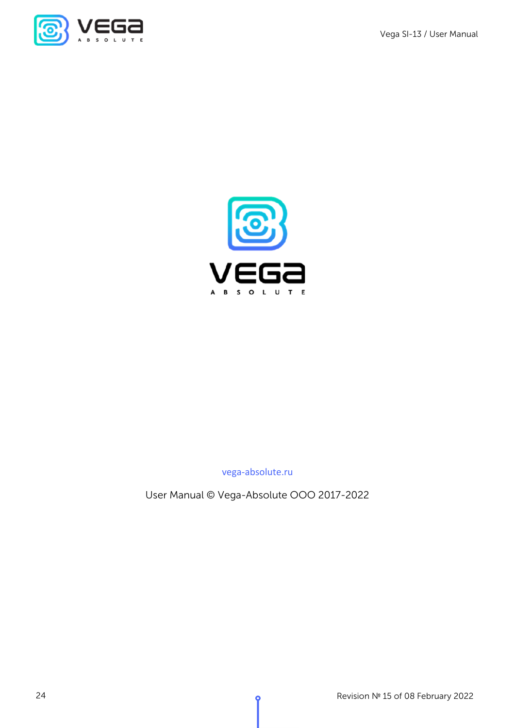vega-absolute.ru

User Manual © Vega-Absolute OOO 2017-2022

Revision № 15 of 08 February 2022